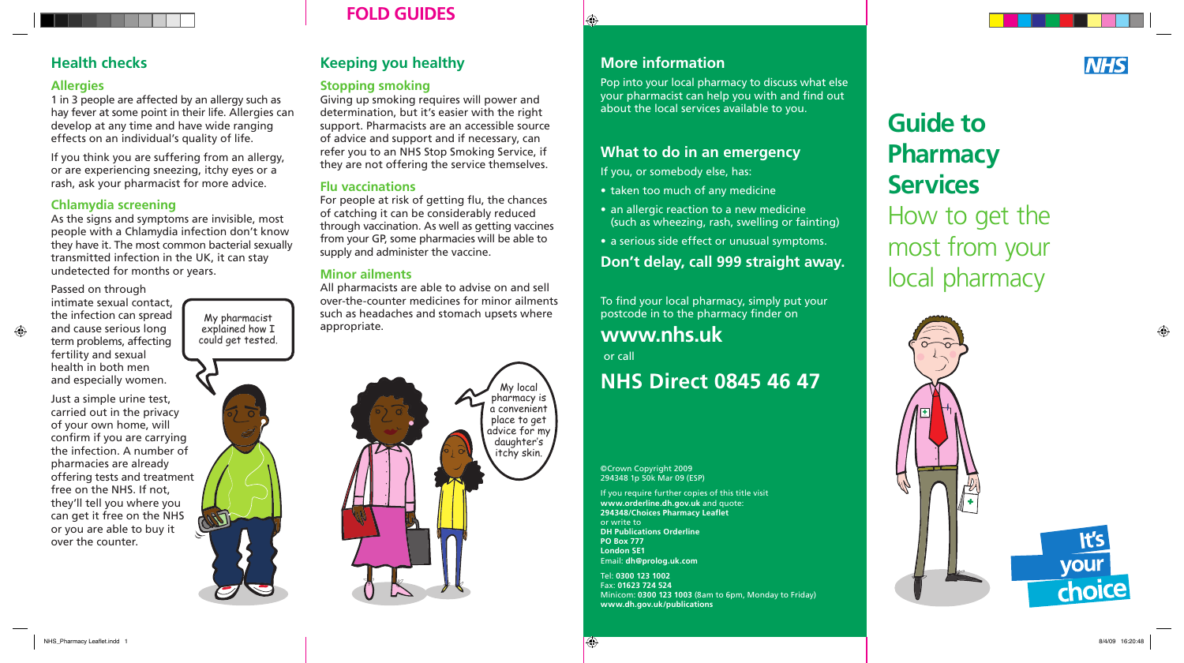## Health checks

### Allergies

1 in 3 people are affected by an allergy such as hay fever at some point in their life. Allergies can develop at any time and have wide ranging effects on an individual's quality of life.

If you think you are suffering from an allergy, or are experiencing sneezing, itchy eyes or a rash, ask your pharmacist for more advice.

### Chlamydia screening

As the signs and symptoms are invisible, most people with a Chlamydia infection don't know they have it. The most common bacterial sexually transmitted infection in the UK, it can stay undetected for months or years.

Passed on through intimate sexual contact, the infection can spread and cause serious long term problems, affecting fertility and sexual health in both men and especially women.

Just a simple urine test, carried out in the privacy of your own home, will confirm if you are carrying the infection. A number of pharmacies are already offering tests and treatment free on the NHS. If not, they'll tell you where you can get it free on the NHS or you are able to buy it over the counter.

My pharmacist explained how I could get tested.

## Keeping you healthy

### Stopping smoking

Giving up smoking requires will power and determination, but it's easier with the right support. Pharmacists are an accessible source of advice and support and if necessary, can refer you to an NHS Stop Smoking Service, if they are not offering the service themselves.

### Flu vaccinations

For people at risk of getting flu, the chances of catching it can be considerably reduced through vaccination. As well as getting vaccines from your GP, some pharmacies will be able to supply and administer the vaccine.

### Minor ailments

All pharmacists are able to advise on and sell over-the-counter medicines for minor ailments such as headaches and stomach upsets where appropriate.

My local pharmacy is a convenient place to get advice for my daughter's itchy skin.

## More information

Pop into your local pharmacy to discuss what else your pharmacist can help you with and find out about the local services available to you.

## What to do in an emergency

If you, or somebody else, has:

- taken too much of any medicine
- an allergic reaction to a new medicine (such as wheezing, rash, swelling or fainting)
- a serious side effect or unusual symptoms.

**Don't delay, call 999 straight away.**

To find your local pharmacy, simply put your postcode in to the pharmacy finder on

**www.nhs.uk**

or call

**NHS Direct 0845 46 47**

©Crown Copyright 2009
294348 1p 50k Mar 09 (ESP)

If you require further copies of this title visit **www.orderline.dh.gov.uk** and quote: **294348/Choices Pharmacy Leaflet**
or write to
**DH Publications Orderline**
**PO Box 777**
**London SE1**
Email: **dh@prolog.uk.com**

Tel: **0300 123 1002**
Fax: **01623 724 524**
Minicom: **0300 123 1003** (8am to 6pm, Monday to Friday)
**www.dh.gov.uk/publications**

NHS

# Guide to Pharmacy Services

How to get the most from your local pharmacy

It's your choice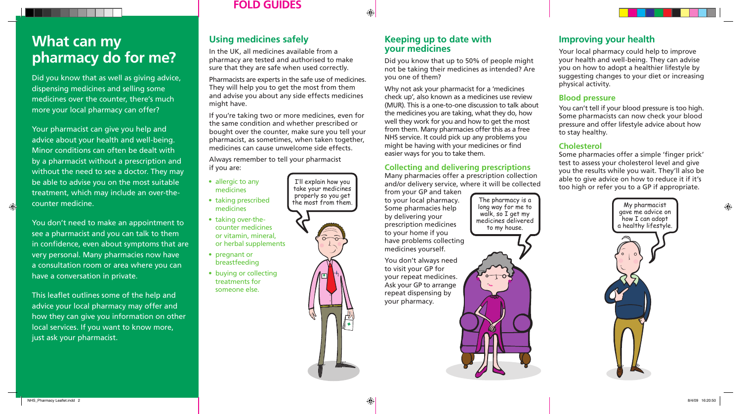# What can my pharmacy do for me?

Did you know that as well as giving advice, dispensing medicines and selling some medicines over the counter, there's much more your local pharmacy can offer?

Your pharmacist can give you help and advice about your health and well-being. Minor conditions can often be dealt with by a pharmacist without a prescription and without the need to see a doctor. They may be able to advise you on the most suitable treatment, which may include an over-the-counter medicine.

You don't need to make an appointment to see a pharmacist and you can talk to them in confidence, even about symptoms that are very personal. Many pharmacies now have a consultation room or area where you can have a conversation in private.

This leaflet outlines some of the help and advice your local pharmacy may offer and how they can give you information on other local services. If you want to know more, just ask your pharmacist.

## Using medicines safely

In the UK, all medicines available from a pharmacy are tested and authorised to make sure that they are safe when used correctly.

Pharmacists are experts in the safe use of medicines. They will help you to get the most from them and advise you about any side effects medicines might have.

If you're taking two or more medicines, even for the same condition and whether prescribed or bought over the counter, make sure you tell your pharmacist, as sometimes, when taken together, medicines can cause unwelcome side effects.

Always remember to tell your pharmacist if you are:

- allergic to any medicines
- taking prescribed medicines
- taking over-the-counter medicines or vitamin, mineral, or herbal supplements
- pregnant or breastfeeding
- buying or collecting treatments for someone else.

I'll explain how you take your medicines properly so you get the most from them.

## Keeping up to date with your medicines

Did you know that up to 50% of people might not be taking their medicines as intended? Are you one of them?

Why not ask your pharmacist for a 'medicines check up', also known as a medicines use review (MUR). This is a one-to-one discussion to talk about the medicines you are taking, what they do, how well they work for you and how to get the most from them. Many pharmacies offer this as a free NHS service. It could pick up any problems you might be having with your medicines or find easier ways for you to take them.

## Collecting and delivering prescriptions

Many pharmacies offer a prescription collection and/or delivery service, where it will be collected from your GP and taken to your local pharmacy. Some pharmacies help by delivering your prescription medicines to your home if you have problems collecting medicines yourself.

You don't always need to visit your GP for your repeat medicines. Ask your GP to arrange repeat dispensing by your pharmacy.

The pharmacy is a long way for me to walk, so I get my medicines delivered to my house.

## Improving your health

Your local pharmacy could help to improve your health and well-being. They can advise you on how to adopt a healthier lifestyle by suggesting changes to your diet or increasing physical activity.

### Blood pressure

You can't tell if your blood pressure is too high. Some pharmacists can now check your blood pressure and offer lifestyle advice about how to stay healthy.

### Cholesterol

Some pharmacies offer a simple 'finger prick' test to assess your cholesterol level and give you the results while you wait. They'll also be able to give advice on how to reduce it if it's too high or refer you to a GP if appropriate.

My pharmacist gave me advice on how I can adopt a healthy lifestyle.